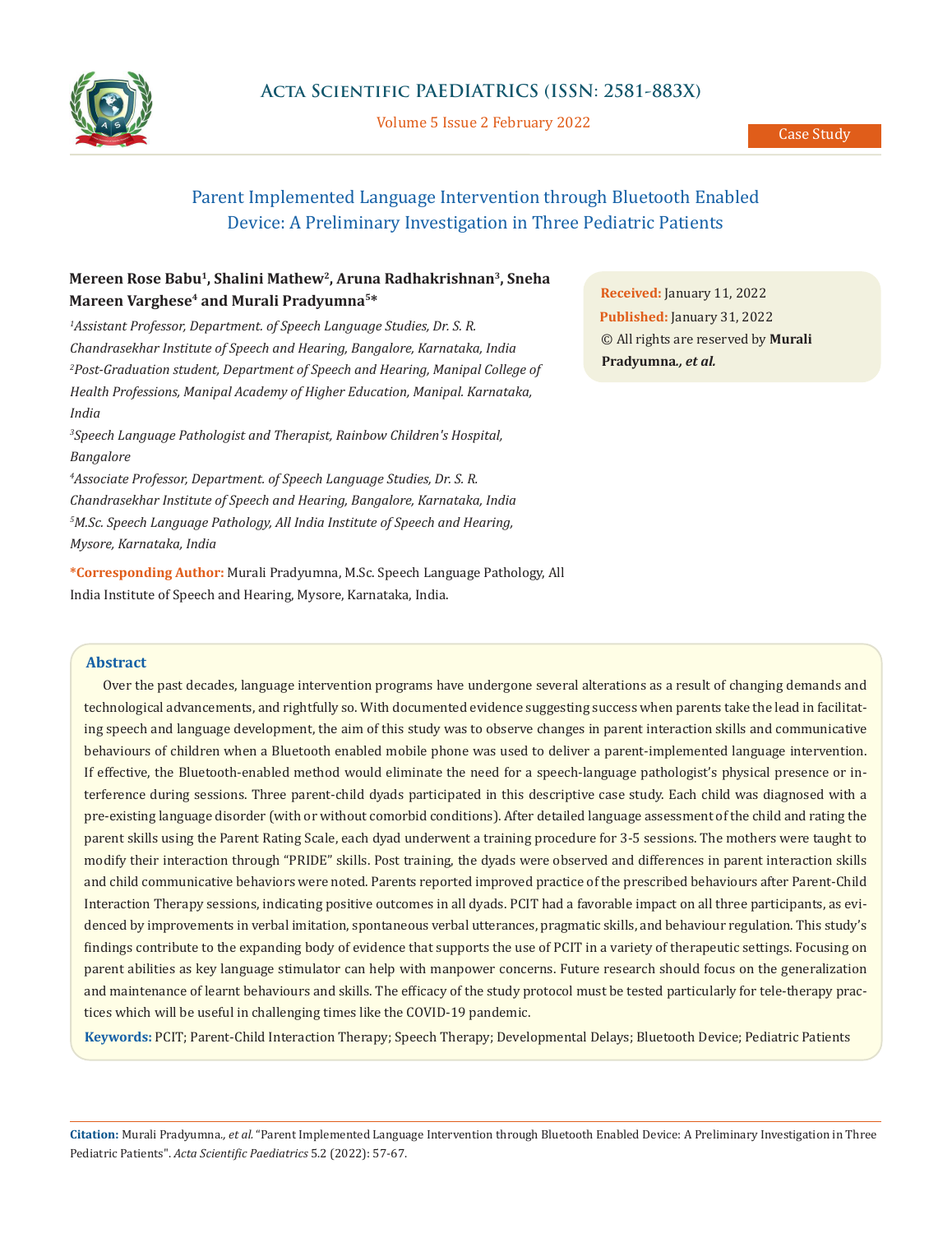Case Study

# Parent Implemented Language Intervention through Bluetooth Enabled Device: A Preliminary Investigation in Three Pediatric Patients

**Mereen Rose Babu[1], Shalini Mathew[2], Aruna Radhakrishnan[3], Sneha Mareen Varghese[4] and Murali Pradyumna[5]***

*[1]Assistant Professor, Department. of Speech Language Studies, Dr. S. R. Chandrasekhar Institute of Speech and Hearing, Bangalore, Karnataka, India*

*[2]Post-Graduation student, Department of Speech and Hearing, Manipal College of Health Professions, Manipal Academy of Higher Education, Manipal. Karnataka, India*

*[3]Speech Language Pathologist and Therapist, Rainbow Children's Hospital, Bangalore*

*[4]Associate Professor, Department. of Speech Language Studies, Dr. S. R. Chandrasekhar Institute of Speech and Hearing, Bangalore, Karnataka, India*

*[5]M.Sc. Speech Language Pathology, All India Institute of Speech and Hearing, Mysore, Karnataka, India*

**\*Corresponding Author:** Murali Pradyumna, M.Sc. Speech Language Pathology, All India Institute of Speech and Hearing, Mysore, Karnataka, India.

**Received:** January 11, 2022
**Published:** January 31, 2022
© All rights are reserved by **Murali Pradyumna*., et al.***

## Abstract

Over the past decades, language intervention programs have undergone several alterations as a result of changing demands and technological advancements, and rightfully so. With documented evidence suggesting success when parents take the lead in facilitating speech and language development, the aim of this study was to observe changes in parent interaction skills and communicative behaviours of children when a Bluetooth enabled mobile phone was used to deliver a parent-implemented language intervention. If effective, the Bluetooth-enabled method would eliminate the need for a speech-language pathologist's physical presence or interference during sessions. Three parent-child dyads participated in this descriptive case study. Each child was diagnosed with a pre-existing language disorder (with or without comorbid conditions). After detailed language assessment of the child and rating the parent skills using the Parent Rating Scale, each dyad underwent a training procedure for 3-5 sessions. The mothers were taught to modify their interaction through "PRIDE" skills. Post training, the dyads were observed and differences in parent interaction skills and child communicative behaviors were noted. Parents reported improved practice of the prescribed behaviours after Parent-Child Interaction Therapy sessions, indicating positive outcomes in all dyads. PCIT had a favorable impact on all three participants, as evidenced by improvements in verbal imitation, spontaneous verbal utterances, pragmatic skills, and behaviour regulation. This study's findings contribute to the expanding body of evidence that supports the use of PCIT in a variety of therapeutic settings. Focusing on parent abilities as key language stimulator can help with manpower concerns. Future research should focus on the generalization and maintenance of learnt behaviours and skills. The efficacy of the study protocol must be tested particularly for tele-therapy practices which will be useful in challenging times like the COVID-19 pandemic.

**Keywords:** PCIT; Parent-Child Interaction Therapy; Speech Therapy; Developmental Delays; Bluetooth Device; Pediatric Patients

**Citation:** Murali Pradyumna*., et al.* "Parent Implemented Language Intervention through Bluetooth Enabled Device: A Preliminary Investigation in Three Pediatric Patients". *Acta Scientific Paediatrics* 5.2 (2022): 57-67.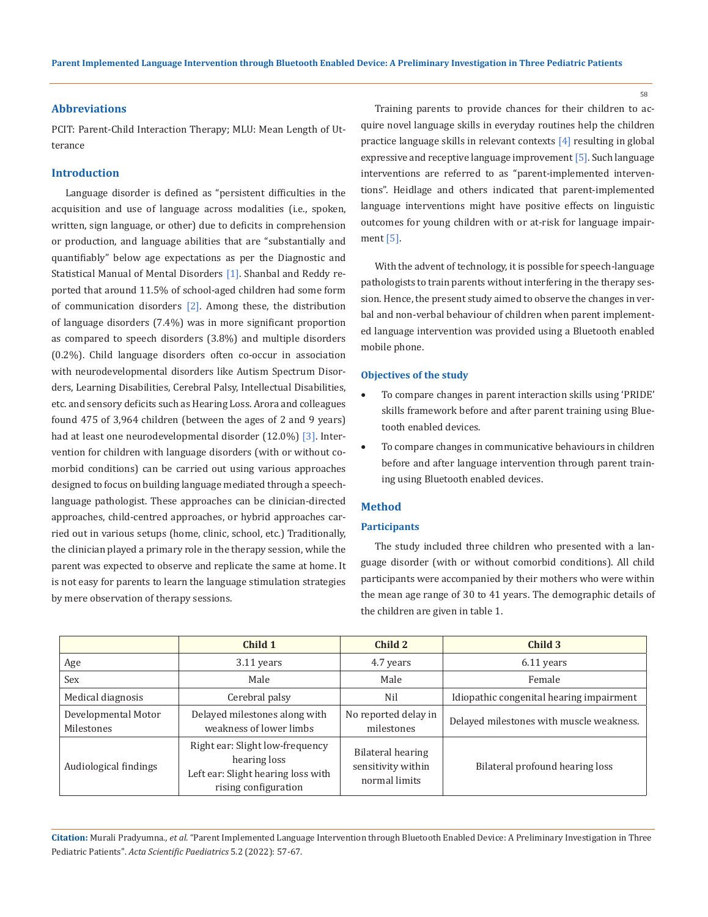## Abbreviations

PCIT: Parent-Child Interaction Therapy; MLU: Mean Length of Utterance

## Introduction

Language disorder is defined as "persistent difficulties in the acquisition and use of language across modalities (i.e., spoken, written, sign language, or other) due to deficits in comprehension or production, and language abilities that are "substantially and quantifiably" below age expectations as per the Diagnostic and Statistical Manual of Mental Disorders [1]. Shanbal and Reddy reported that around 11.5% of school-aged children had some form of communication disorders [2]. Among these, the distribution of language disorders (7.4%) was in more significant proportion as compared to speech disorders (3.8%) and multiple disorders (0.2%). Child language disorders often co-occur in association with neurodevelopmental disorders like Autism Spectrum Disorders, Learning Disabilities, Cerebral Palsy, Intellectual Disabilities, etc. and sensory deficits such as Hearing Loss. Arora and colleagues found 475 of 3,964 children (between the ages of 2 and 9 years) had at least one neurodevelopmental disorder (12.0%) [3]. Intervention for children with language disorders (with or without comorbid conditions) can be carried out using various approaches designed to focus on building language mediated through a speech-language pathologist. These approaches can be clinician-directed approaches, child-centred approaches, or hybrid approaches carried out in various setups (home, clinic, school, etc.) Traditionally, the clinician played a primary role in the therapy session, while the parent was expected to observe and replicate the same at home. It is not easy for parents to learn the language stimulation strategies by mere observation of therapy sessions.

Training parents to provide chances for their children to acquire novel language skills in everyday routines help the children practice language skills in relevant contexts [4] resulting in global expressive and receptive language improvement [5]. Such language interventions are referred to as "parent-implemented interventions". Heidlage and others indicated that parent-implemented language interventions might have positive effects on linguistic outcomes for young children with or at-risk for language impairment [5].

With the advent of technology, it is possible for speech-language pathologists to train parents without interfering in the therapy session. Hence, the present study aimed to observe the changes in verbal and non-verbal behaviour of children when parent implemented language intervention was provided using a Bluetooth enabled mobile phone.

### Objectives of the study

- To compare changes in parent interaction skills using 'PRIDE' skills framework before and after parent training using Bluetooth enabled devices.
- To compare changes in communicative behaviours in children before and after language intervention through parent training using Bluetooth enabled devices.

## Method

### Participants

The study included three children who presented with a language disorder (with or without comorbid conditions). All child participants were accompanied by their mothers who were within the mean age range of 30 to 41 years. The demographic details of the children are given in table 1.

| | Child 1 | Child 2 | Child 3 |
|---|---|---|---|
| Age | 3.11 years | 4.7 years | 6.11 years |
| Sex | Male | Male | Female |
| Medical diagnosis | Cerebral palsy | Nil | Idiopathic congenital hearing impairment |
| Developmental Motor Milestones | Delayed milestones along with weakness of lower limbs | No reported delay in milestones | Delayed milestones with muscle weakness. |
| Audiological findings | Right ear: Slight low-frequency hearing loss<br>Left ear: Slight hearing loss with rising configuration | Bilateral hearing sensitivity within normal limits | Bilateral profound hearing loss |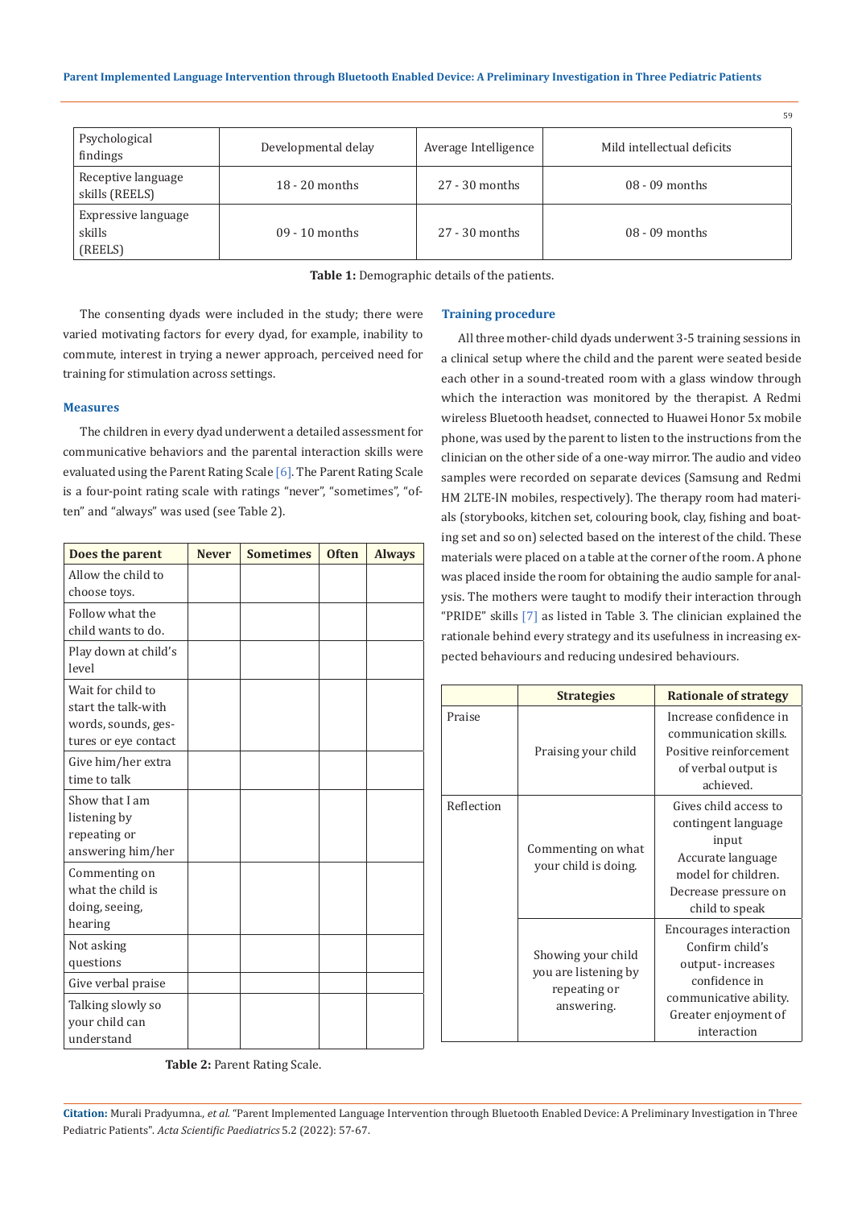| Psychological findings | Developmental delay | Average Intelligence | Mild intellectual deficits |
|---|---|---|---|
| Receptive language skills (REELS) | 18 - 20 months | 27 - 30 months | 08 - 09 months |
| Expressive language skills (REELS) | 09 - 10 months | 27 - 30 months | 08 - 09 months |

**Table 1:** Demographic details of the patients.

The consenting dyads were included in the study; there were varied motivating factors for every dyad, for example, inability to commute, interest in trying a newer approach, perceived need for training for stimulation across settings.

### Measures

The children in every dyad underwent a detailed assessment for communicative behaviors and the parental interaction skills were evaluated using the Parent Rating Scale [6]. The Parent Rating Scale is a four-point rating scale with ratings "never", "sometimes", "often" and "always" was used (see Table 2).

| Does the parent | Never | Sometimes | Often | Always |
|---|---|---|---|---|
| Allow the child to choose toys. | | | | |
| Follow what the child wants to do. | | | | |
| Play down at child's level | | | | |
| Wait for child to start the talk-with words, sounds, gestures or eye contact | | | | |
| Give him/her extra time to talk | | | | |
| Show that I am listening by repeating or answering him/her | | | | |
| Commenting on what the child is doing, seeing, hearing | | | | |
| Not asking questions | | | | |
| Give verbal praise | | | | |
| Talking slowly so your child can understand | | | | |

**Table 2:** Parent Rating Scale.

### Training procedure

All three mother-child dyads underwent 3-5 training sessions in a clinical setup where the child and the parent were seated beside each other in a sound-treated room with a glass window through which the interaction was monitored by the therapist. A Redmi wireless Bluetooth headset, connected to Huawei Honor 5x mobile phone, was used by the parent to listen to the instructions from the clinician on the other side of a one-way mirror. The audio and video samples were recorded on separate devices (Samsung and Redmi HM 2LTE-IN mobiles, respectively). The therapy room had materials (storybooks, kitchen set, colouring book, clay, fishing and boating set and so on) selected based on the interest of the child. These materials were placed on a table at the corner of the room. A phone was placed inside the room for obtaining the audio sample for analysis. The mothers were taught to modify their interaction through "PRIDE" skills [7] as listed in Table 3. The clinician explained the rationale behind every strategy and its usefulness in increasing expected behaviours and reducing undesired behaviours.

| | Strategies | Rationale of strategy |
|---|---|---|
| Praise | Praising your child | Increase confidence in communication skills. Positive reinforcement of verbal output is achieved. |
| Reflection | Commenting on what your child is doing. | Gives child access to contingent language input Accurate language model for children. Decrease pressure on child to speak |
| | Showing your child you are listening by repeating or answering. | Encourages interaction Confirm child's output- increases confidence in communicative ability. Greater enjoyment of interaction |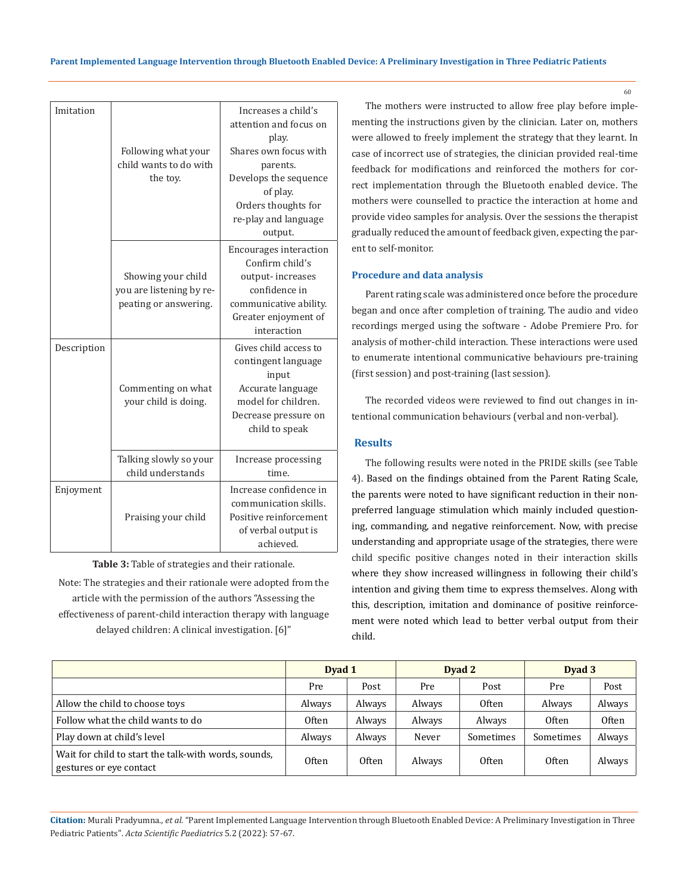| Imitation | Following what your child wants to do with the toy. | Increases a child's attention and focus on play. Shares own focus with parents. Develops the sequence of play. Orders thoughts for re-play and language output. |
|---|---|---|
| | Showing your child you are listening by repeating or answering. | Encourages interaction Confirm child's output- increases confidence in communicative ability. Greater enjoyment of interaction |
| Description | Commenting on what your child is doing. | Gives child access to contingent language input Accurate language model for children. Decrease pressure on child to speak |
| | Talking slowly so your child understands | Increase processing time. |
| Enjoyment | Praising your child | Increase confidence in communication skills. Positive reinforcement of verbal output is achieved. |

**Table 3:** Table of strategies and their rationale.

Note: The strategies and their rationale were adopted from the article with the permission of the authors "Assessing the effectiveness of parent-child interaction therapy with language delayed children: A clinical investigation. [6]"

The mothers were instructed to allow free play before implementing the instructions given by the clinician. Later on, mothers were allowed to freely implement the strategy that they learnt. In case of incorrect use of strategies, the clinician provided real-time feedback for modifications and reinforced the mothers for correct implementation through the Bluetooth enabled device. The mothers were counselled to practice the interaction at home and provide video samples for analysis. Over the sessions the therapist gradually reduced the amount of feedback given, expecting the parent to self-monitor.

### Procedure and data analysis

Parent rating scale was administered once before the procedure began and once after completion of training. The audio and video recordings merged using the software - Adobe Premiere Pro. for analysis of mother-child interaction. These interactions were used to enumerate intentional communicative behaviours pre-training (first session) and post-training (last session).

The recorded videos were reviewed to find out changes in intentional communication behaviours (verbal and non-verbal).

## Results

The following results were noted in the PRIDE skills (see Table 4). Based on the findings obtained from the Parent Rating Scale, the parents were noted to have significant reduction in their non-preferred language stimulation which mainly included questioning, commanding, and negative reinforcement. Now, with precise understanding and appropriate usage of the strategies, there were child specific positive changes noted in their interaction skills where they show increased willingness in following their child's intention and giving them time to express themselves. Along with this, description, imitation and dominance of positive reinforcement were noted which lead to better verbal output from their child.

| | Dyad 1 | | Dyad 2 | | Dyad 3 | |
|---|---|---|---|---|---|---|
| | Pre | Post | Pre | Post | Pre | Post |
| Allow the child to choose toys | Always | Always | Always | Often | Always | Always |
| Follow what the child wants to do | Often | Always | Always | Always | Often | Often |
| Play down at child's level | Always | Always | Never | Sometimes | Sometimes | Always |
| Wait for child to start the talk-with words, sounds, gestures or eye contact | Often | Often | Always | Often | Often | Always |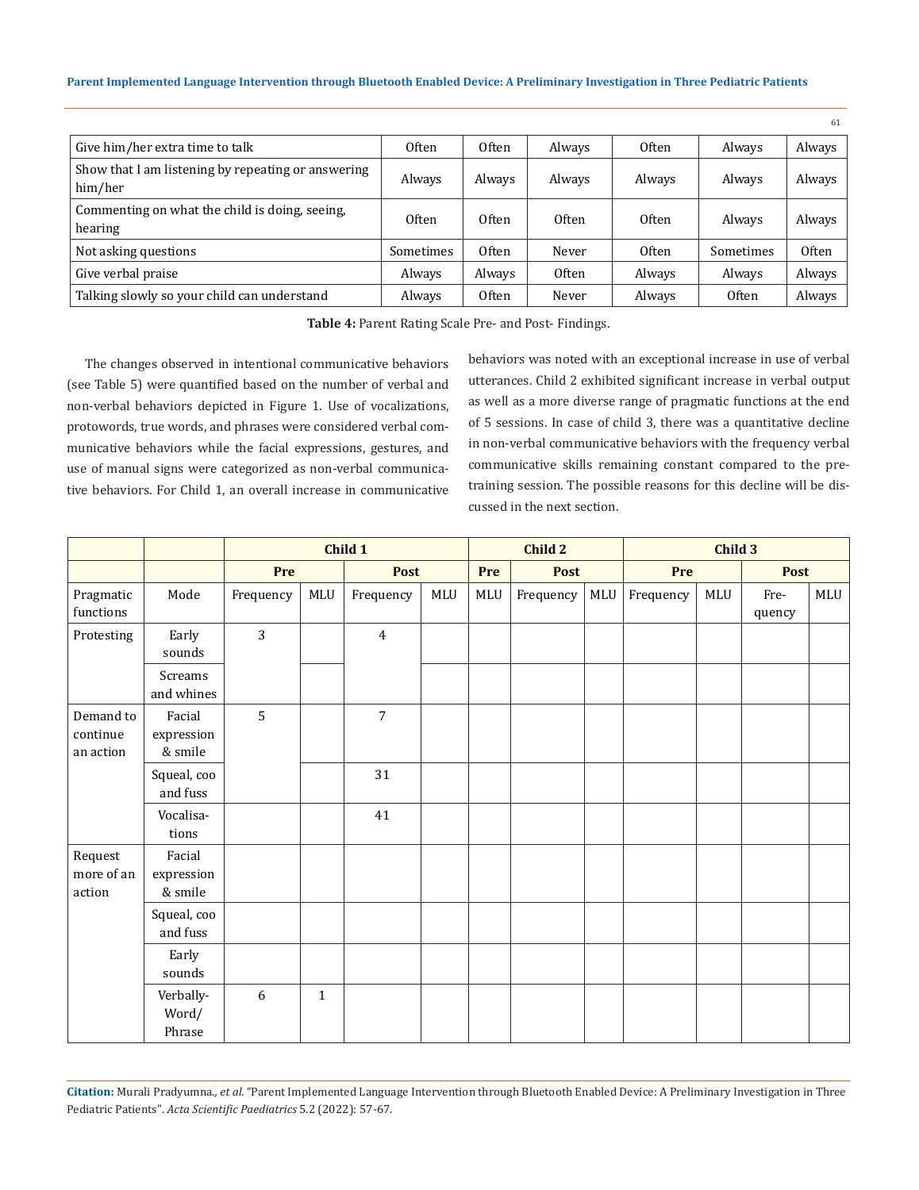| | | | | | | |
|---|---|---|---|---|---|---|
| Give him/her extra time to talk | Often | Often | Always | Often | Always | Always |
| Show that I am listening by repeating or answering him/her | Always | Always | Always | Always | Always | Always |
| Commenting on what the child is doing, seeing, hearing | Often | Often | Often | Often | Always | Always |
| Not asking questions | Sometimes | Often | Never | Often | Sometimes | Often |
| Give verbal praise | Always | Always | Often | Always | Always | Always |
| Talking slowly so your child can understand | Always | Often | Never | Always | Often | Always |

**Table 4:** Parent Rating Scale Pre- and Post- Findings.

The changes observed in intentional communicative behaviors (see Table 5) were quantified based on the number of verbal and non-verbal behaviors depicted in Figure 1. Use of vocalizations, protowords, true words, and phrases were considered verbal communicative behaviors while the facial expressions, gestures, and use of manual signs were categorized as non-verbal communicative behaviors. For Child 1, an overall increase in communicative behaviors was noted with an exceptional increase in use of verbal utterances. Child 2 exhibited significant increase in verbal output as well as a more diverse range of pragmatic functions at the end of 5 sessions. In case of child 3, there was a quantitative decline in non-verbal communicative behaviors with the frequency verbal communicative skills remaining constant compared to the pre-training session. The possible reasons for this decline will be discussed in the next section.

| | | Child 1 | | | | Child 2 | | | Child 3 | | | |
|---|---|---|---|---|---|---|---|---|---|---|---|---|
| | | Pre | | Post | | Pre | Post | | Pre | | Post | |
| Pragmatic functions | Mode | Frequency | MLU | Frequency | MLU | MLU | Frequency | MLU | Frequency | MLU | Frequency | MLU |
| Protesting | Early sounds | 3 | | 4 | | | | | | | | |
| | Screams and whines | | | | | | | | | | | |
| Demand to continue an action | Facial expression & smile | 5 | | 7 | | | | | | | | |
| | Squeal, coo and fuss | | | 31 | | | | | | | | |
| | Vocalisations | | | 41 | | | | | | | | |
| Request more of an action | Facial expression & smile | | | | | | | | | | | |
| | Squeal, coo and fuss | | | | | | | | | | | |
| | Early sounds | | | | | | | | | | | |
| | Verbally-Word/Phrase | 6 | 1 | | | | | | | | | |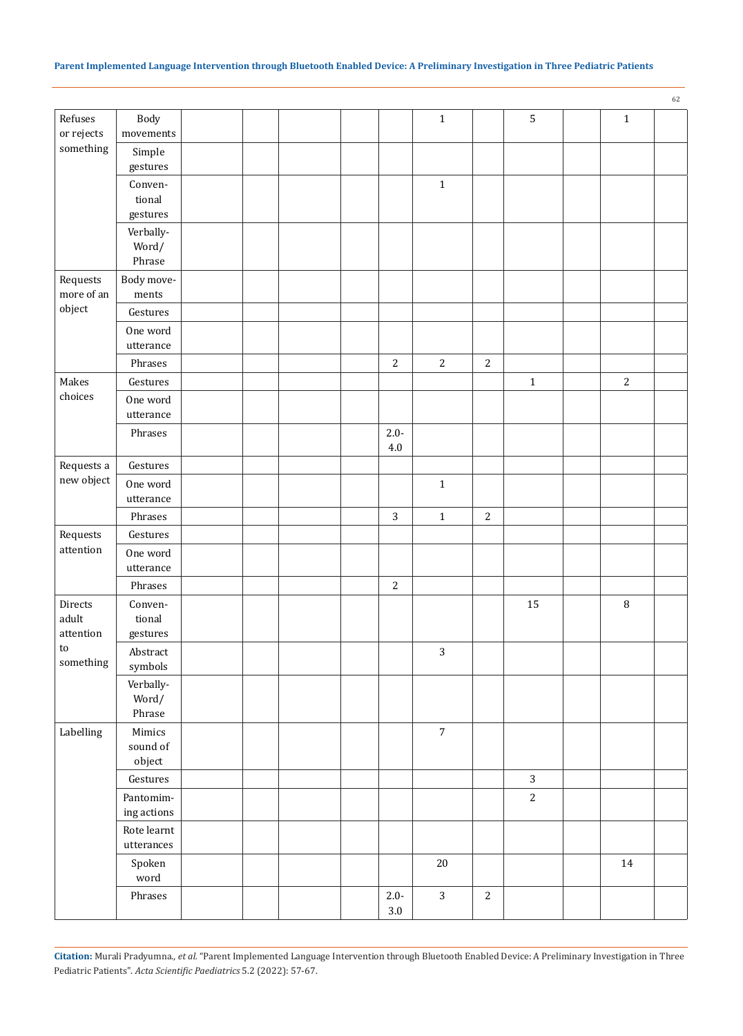| | | | | | | | | | | | | |
|---|---|---|---|---|---|---|---|---|---|---|---|---|
| Refuses or rejects something | Body movements | | | | | | 1 | | 5 | | 1 | |
| | Simple gestures | | | | | | | | | | | |
| | Conventional gestures | | | | | | 1 | | | | | |
| | Verbally-Word/Phrase | | | | | | | | | | | |
| Requests more of an object | Body movements | | | | | | | | | | | |
| | Gestures | | | | | | | | | | | |
| | One word utterance | | | | | | | | | | | |
| | Phrases | | | | | 2 | 2 | 2 | | | | |
| Makes choices | Gestures | | | | | | | | 1 | | 2 | |
| | One word utterance | | | | | | | | | | | |
| | Phrases | | | | | 2.0-4.0 | | | | | | |
| Requests a new object | Gestures | | | | | | | | | | | |
| | One word utterance | | | | | | 1 | | | | | |
| | Phrases | | | | | 3 | 1 | 2 | | | | |
| Requests attention | Gestures | | | | | | | | | | | |
| | One word utterance | | | | | | | | | | | |
| | Phrases | | | | | 2 | | | | | | |
| Directs adult attention to something | Conventional gestures | | | | | | | | 15 | | 8 | |
| | Abstract symbols | | | | | | 3 | | | | | |
| | Verbally-Word/Phrase | | | | | | | | | | | |
| Labelling | Mimics sound of object | | | | | | 7 | | | | | |
| | Gestures | | | | | | | | 3 | | | |
| | Pantomiming actions | | | | | | | | 2 | | | |
| | Rote learnt utterances | | | | | | | | | | | |
| | Spoken word | | | | | | 20 | | | | 14 | |
| | Phrases | | | | | 2.0-3.0 | 3 | 2 | | | | |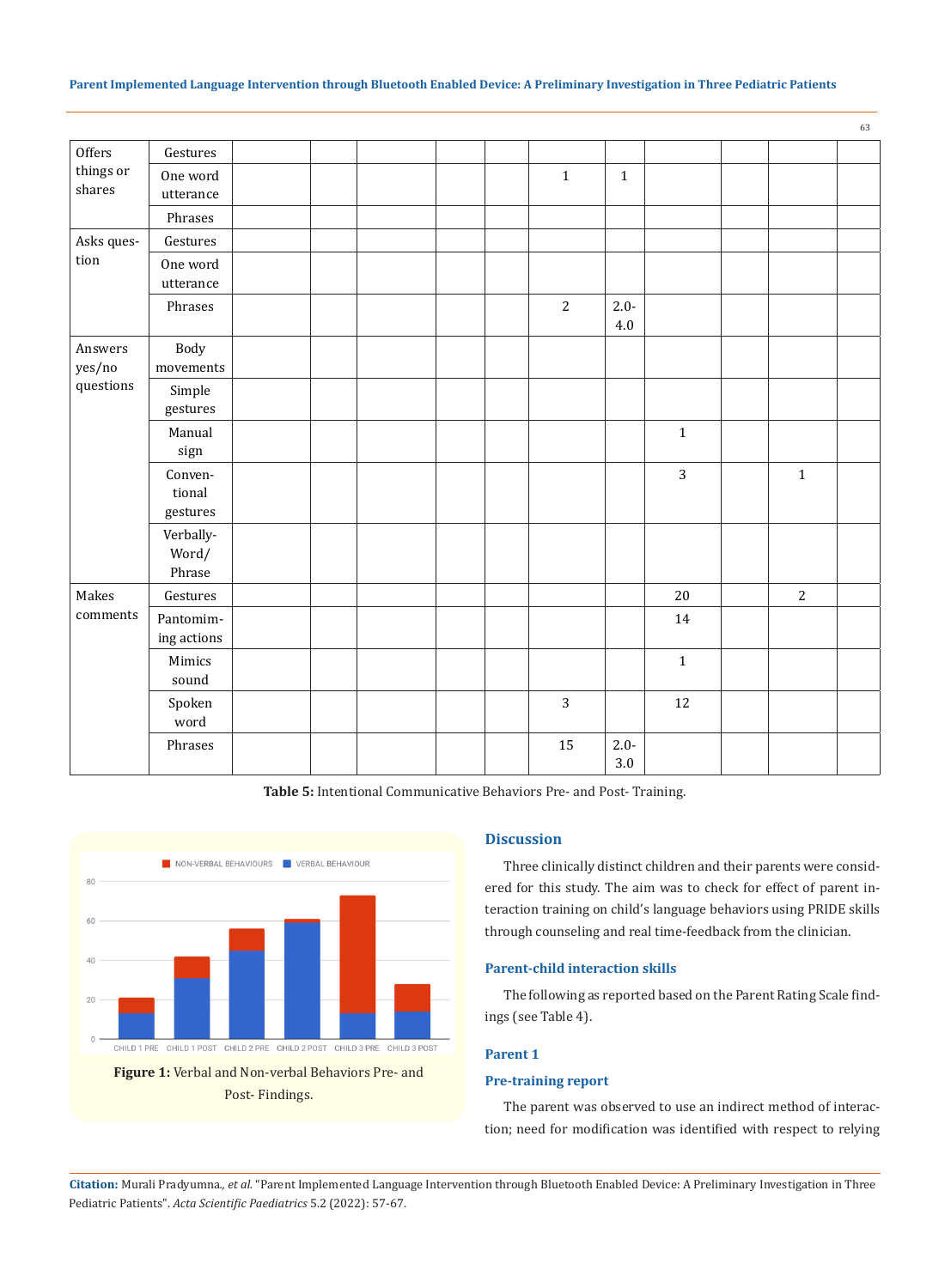| | | | | | | | | | | | | |
|---|---|---|---|---|---|---|---|---|---|---|---|---|
| Offers things or shares | Gestures | | | | | | | | | | | |
| | One word utterance | | | | | | 1 | 1 | | | | |
| | Phrases | | | | | | | | | | | |
| Asks question | Gestures | | | | | | | | | | | |
| | One word utterance | | | | | | | | | | | |
| | Phrases | | | | | | 2 | 2.0-4.0 | | | | |
| Answers yes/no questions | Body movements | | | | | | | | | | | |
| | Simple gestures | | | | | | | | | | | |
| | Manual sign | | | | | | | | 1 | | | |
| | Conventional gestures | | | | | | | | 3 | | 1 | |
| | Verbally-Word/Phrase | | | | | | | | | | | |
| Makes comments | Gestures | | | | | | | | 20 | | 2 | |
| | Pantomiming actions | | | | | | | | 14 | | | |
| | Mimics sound | | | | | | | | 1 | | | |
| | Spoken word | | | | | | 3 | | 12 | | | |
| | Phrases | | | | | | 15 | 2.0-3.0 | | | | |

**Table 5:** Intentional Communicative Behaviors Pre- and Post- Training.

**Figure 1:** Verbal and Non-verbal Behaviors Pre- and Post- Findings.

## Discussion

Three clinically distinct children and their parents were considered for this study. The aim was to check for effect of parent interaction training on child's language behaviors using PRIDE skills through counseling and real time-feedback from the clinician.

### Parent-child interaction skills

The following as reported based on the Parent Rating Scale findings (see Table 4).

### Parent 1

### Pre-training report

The parent was observed to use an indirect method of interaction; need for modification was identified with respect to relying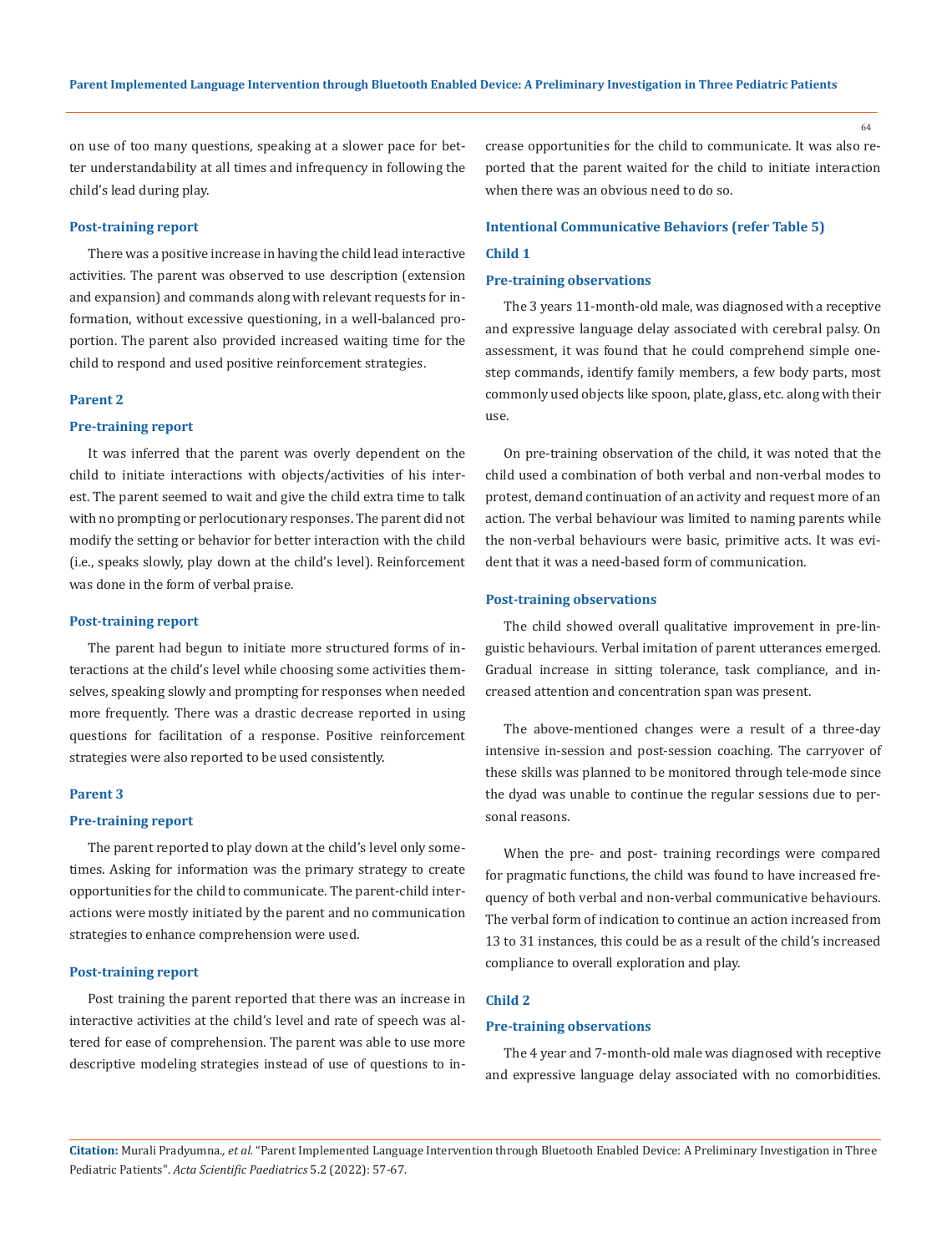on use of too many questions, speaking at a slower pace for better understandability at all times and infrequency in following the child's lead during play.

#### Post-training report

There was a positive increase in having the child lead interactive activities. The parent was observed to use description (extension and expansion) and commands along with relevant requests for information, without excessive questioning, in a well-balanced proportion. The parent also provided increased waiting time for the child to respond and used positive reinforcement strategies.

### Parent 2

#### Pre-training report

It was inferred that the parent was overly dependent on the child to initiate interactions with objects/activities of his interest. The parent seemed to wait and give the child extra time to talk with no prompting or perlocutionary responses. The parent did not modify the setting or behavior for better interaction with the child (i.e., speaks slowly, play down at the child's level). Reinforcement was done in the form of verbal praise.

#### Post-training report

The parent had begun to initiate more structured forms of interactions at the child's level while choosing some activities themselves, speaking slowly and prompting for responses when needed more frequently. There was a drastic decrease reported in using questions for facilitation of a response. Positive reinforcement strategies were also reported to be used consistently.

### Parent 3

#### Pre-training report

The parent reported to play down at the child's level only sometimes. Asking for information was the primary strategy to create opportunities for the child to communicate. The parent-child interactions were mostly initiated by the parent and no communication strategies to enhance comprehension were used.

#### Post-training report

Post training the parent reported that there was an increase in interactive activities at the child's level and rate of speech was altered for ease of comprehension. The parent was able to use more descriptive modeling strategies instead of use of questions to increase opportunities for the child to communicate. It was also reported that the parent waited for the child to initiate interaction when there was an obvious need to do so.

## Intentional Communicative Behaviors (refer Table 5)

### Child 1

#### Pre-training observations

The 3 years 11-month-old male, was diagnosed with a receptive and expressive language delay associated with cerebral palsy. On assessment, it was found that he could comprehend simple one-step commands, identify family members, a few body parts, most commonly used objects like spoon, plate, glass, etc. along with their use.

On pre-training observation of the child, it was noted that the child used a combination of both verbal and non-verbal modes to protest, demand continuation of an activity and request more of an action. The verbal behaviour was limited to naming parents while the non-verbal behaviours were basic, primitive acts. It was evident that it was a need-based form of communication.

#### Post-training observations

The child showed overall qualitative improvement in pre-linguistic behaviours. Verbal imitation of parent utterances emerged. Gradual increase in sitting tolerance, task compliance, and increased attention and concentration span was present.

The above-mentioned changes were a result of a three-day intensive in-session and post-session coaching. The carryover of these skills was planned to be monitored through tele-mode since the dyad was unable to continue the regular sessions due to personal reasons.

When the pre- and post- training recordings were compared for pragmatic functions, the child was found to have increased frequency of both verbal and non-verbal communicative behaviours. The verbal form of indication to continue an action increased from 13 to 31 instances, this could be as a result of the child's increased compliance to overall exploration and play.

### Child 2

#### Pre-training observations

The 4 year and 7-month-old male was diagnosed with receptive and expressive language delay associated with no comorbidities.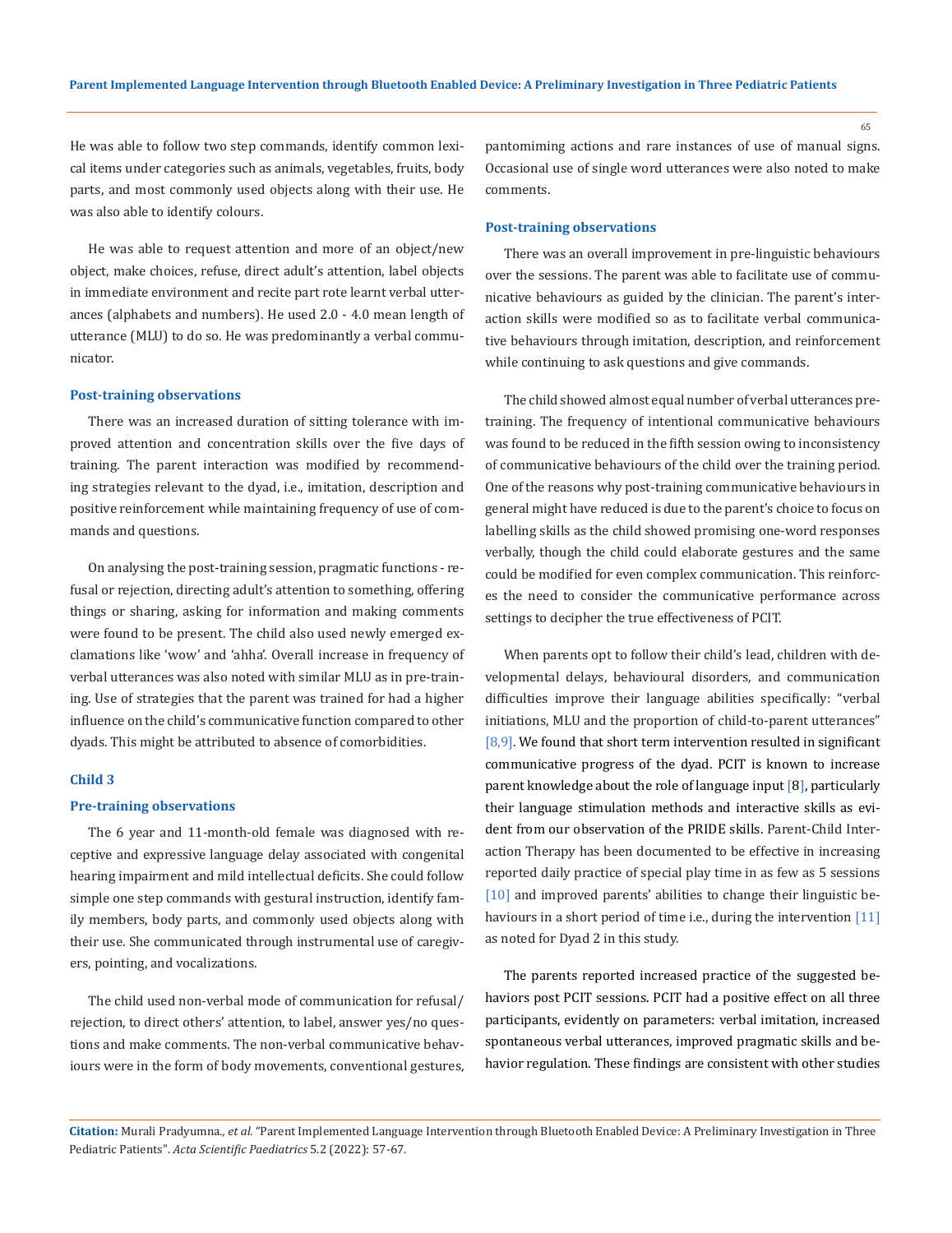He was able to follow two step commands, identify common lexical items under categories such as animals, vegetables, fruits, body parts, and most commonly used objects along with their use. He was also able to identify colours.

He was able to request attention and more of an object/new object, make choices, refuse, direct adult's attention, label objects in immediate environment and recite part rote learnt verbal utterances (alphabets and numbers). He used 2.0 - 4.0 mean length of utterance (MLU) to do so. He was predominantly a verbal communicator.

#### Post-training observations

There was an increased duration of sitting tolerance with improved attention and concentration skills over the five days of training. The parent interaction was modified by recommending strategies relevant to the dyad, i.e., imitation, description and positive reinforcement while maintaining frequency of use of commands and questions.

On analysing the post-training session, pragmatic functions - refusal or rejection, directing adult's attention to something, offering things or sharing, asking for information and making comments were found to be present. The child also used newly emerged exclamations like 'wow' and 'ahha'. Overall increase in frequency of verbal utterances was also noted with similar MLU as in pre-training. Use of strategies that the parent was trained for had a higher influence on the child's communicative function compared to other dyads. This might be attributed to absence of comorbidities.

### Child 3

#### Pre-training observations

The 6 year and 11-month-old female was diagnosed with receptive and expressive language delay associated with congenital hearing impairment and mild intellectual deficits. She could follow simple one step commands with gestural instruction, identify family members, body parts, and commonly used objects along with their use. She communicated through instrumental use of caregivers, pointing, and vocalizations.

The child used non-verbal mode of communication for refusal/rejection, to direct others' attention, to label, answer yes/no questions and make comments. The non-verbal communicative behaviours were in the form of body movements, conventional gestures, pantomiming actions and rare instances of use of manual signs. Occasional use of single word utterances were also noted to make comments.

#### Post-training observations

There was an overall improvement in pre-linguistic behaviours over the sessions. The parent was able to facilitate use of communicative behaviours as guided by the clinician. The parent's interaction skills were modified so as to facilitate verbal communicative behaviours through imitation, description, and reinforcement while continuing to ask questions and give commands.

The child showed almost equal number of verbal utterances pre-training. The frequency of intentional communicative behaviours was found to be reduced in the fifth session owing to inconsistency of communicative behaviours of the child over the training period. One of the reasons why post-training communicative behaviours in general might have reduced is due to the parent's choice to focus on labelling skills as the child showed promising one-word responses verbally, though the child could elaborate gestures and the same could be modified for even complex communication. This reinforces the need to consider the communicative performance across settings to decipher the true effectiveness of PCIT.

When parents opt to follow their child's lead, children with developmental delays, behavioural disorders, and communication difficulties improve their language abilities specifically: "verbal initiations, MLU and the proportion of child-to-parent utterances" [8,9]. We found that short term intervention resulted in significant communicative progress of the dyad. PCIT is known to increase parent knowledge about the role of language input [8], particularly their language stimulation methods and interactive skills as evident from our observation of the PRIDE skills. Parent-Child Interaction Therapy has been documented to be effective in increasing reported daily practice of special play time in as few as 5 sessions [10] and improved parents' abilities to change their linguistic behaviours in a short period of time i.e., during the intervention [11] as noted for Dyad 2 in this study.

The parents reported increased practice of the suggested behaviors post PCIT sessions. PCIT had a positive effect on all three participants, evidently on parameters: verbal imitation, increased spontaneous verbal utterances, improved pragmatic skills and behavior regulation. These findings are consistent with other studies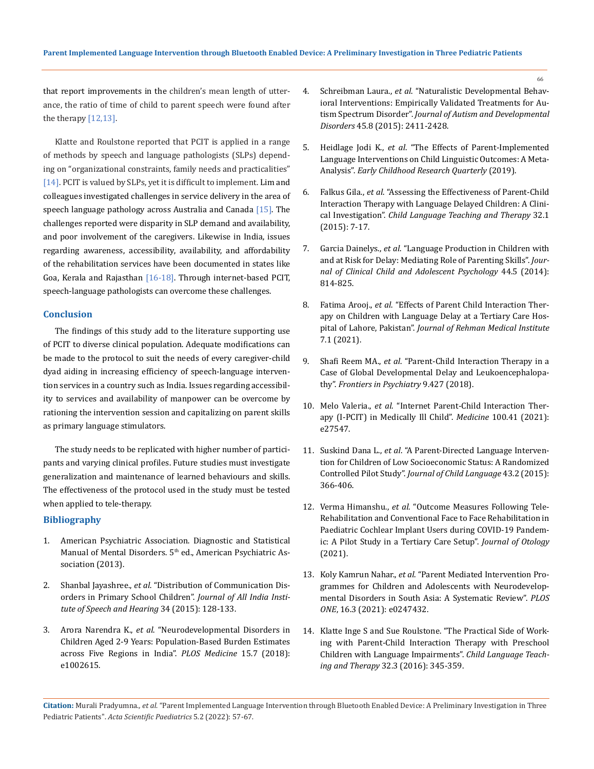that report improvements in the children's mean length of utterance, the ratio of time of child to parent speech were found after the therapy [12,13].

Klatte and Roulstone reported that PCIT is applied in a range of methods by speech and language pathologists (SLPs) depending on "organizational constraints, family needs and practicalities" [14]. PCIT is valued by SLPs, yet it is difficult to implement. Lim and colleagues investigated challenges in service delivery in the area of speech language pathology across Australia and Canada [15]. The challenges reported were disparity in SLP demand and availability, and poor involvement of the caregivers. Likewise in India, issues regarding awareness, accessibility, availability, and affordability of the rehabilitation services have been documented in states like Goa, Kerala and Rajasthan [16-18]. Through internet-based PCIT, speech-language pathologists can overcome these challenges.

## Conclusion

The findings of this study add to the literature supporting use of PCIT to diverse clinical population. Adequate modifications can be made to the protocol to suit the needs of every caregiver-child dyad aiding in increasing efficiency of speech-language intervention services in a country such as India. Issues regarding accessibility to services and availability of manpower can be overcome by rationing the intervention session and capitalizing on parent skills as primary language stimulators.

The study needs to be replicated with higher number of participants and varying clinical profiles. Future studies must investigate generalization and maintenance of learned behaviours and skills. The effectiveness of the protocol used in the study must be tested when applied to tele-therapy.

## Bibliography

1. American Psychiatric Association. Diagnostic and Statistical Manual of Mental Disorders. 5th ed., American Psychiatric Association (2013).
2. Shanbal Jayashree., *et al*. "Distribution of Communication Disorders in Primary School Children". *Journal of All India Institute of Speech and Hearing* 34 (2015): 128-133.
3. Arora Narendra K., *et al*. "Neurodevelopmental Disorders in Children Aged 2-9 Years: Population-Based Burden Estimates across Five Regions in India". *PLOS Medicine* 15.7 (2018): e1002615.
4. Schreibman Laura., *et al*. "Naturalistic Developmental Behavioral Interventions: Empirically Validated Treatments for Autism Spectrum Disorder". *Journal of Autism and Developmental Disorders* 45.8 (2015): 2411-2428.
5. Heidlage Jodi K., *et al*. "The Effects of Parent-Implemented Language Interventions on Child Linguistic Outcomes: A Meta-Analysis". *Early Childhood Research Quarterly* (2019).
6. Falkus Gila., *et al*. "Assessing the Effectiveness of Parent-Child Interaction Therapy with Language Delayed Children: A Clinical Investigation". *Child Language Teaching and Therapy* 32.1 (2015): 7-17.
7. Garcia Dainelys., *et al*. "Language Production in Children with and at Risk for Delay: Mediating Role of Parenting Skills". *Journal of Clinical Child and Adolescent Psychology* 44.5 (2014): 814-825.
8. Fatima Arooj., *et al*. "Effects of Parent Child Interaction Therapy on Children with Language Delay at a Tertiary Care Hospital of Lahore, Pakistan". *Journal of Rehman Medical Institute* 7.1 (2021).
9. Shafi Reem MA., *et al*. "Parent-Child Interaction Therapy in a Case of Global Developmental Delay and Leukoencephalopathy". *Frontiers in Psychiatry* 9.427 (2018).
10. Melo Valeria., *et al*. "Internet Parent-Child Interaction Therapy (I-PCIT) in Medically Ill Child". *Medicine* 100.41 (2021): e27547.
11. Suskind Dana L., *et al*. "A Parent-Directed Language Intervention for Children of Low Socioeconomic Status: A Randomized Controlled Pilot Study". *Journal of Child Language* 43.2 (2015): 366-406.
12. Verma Himanshu., *et al*. "Outcome Measures Following Tele-Rehabilitation and Conventional Face to Face Rehabilitation in Paediatric Cochlear Implant Users during COVID-19 Pandemic: A Pilot Study in a Tertiary Care Setup". *Journal of Otology* (2021).
13. Koly Kamrun Nahar., *et al*. "Parent Mediated Intervention Programmes for Children and Adolescents with Neurodevelopmental Disorders in South Asia: A Systematic Review". *PLOS ONE*, 16.3 (2021): e0247432.
14. Klatte Inge S and Sue Roulstone. "The Practical Side of Working with Parent-Child Interaction Therapy with Preschool Children with Language Impairments". *Child Language Teaching and Therapy* 32.3 (2016): 345-359.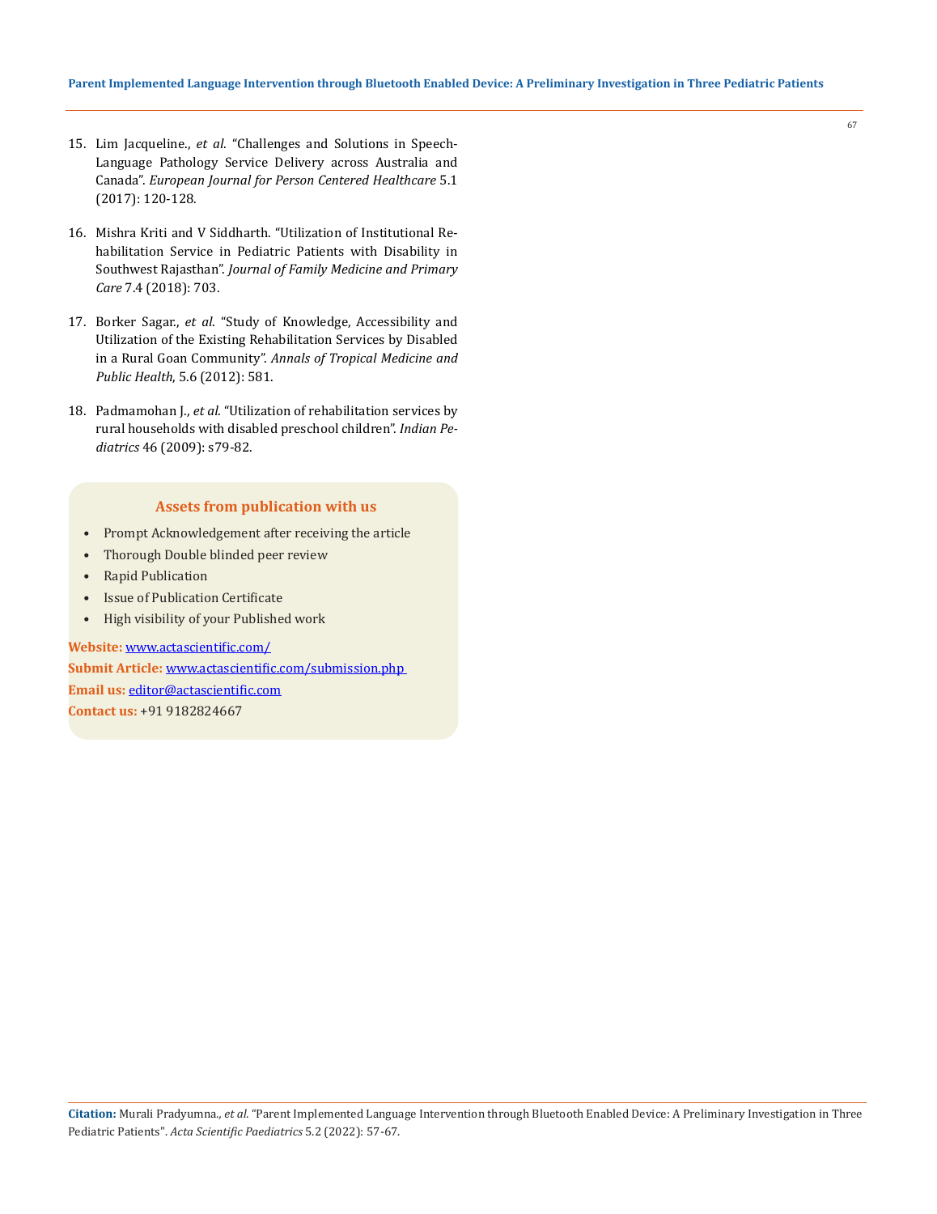15. Lim Jacqueline., *et al*. "Challenges and Solutions in Speech-Language Pathology Service Delivery across Australia and Canada". *European Journal for Person Centered Healthcare* 5.1 (2017): 120-128.

16. Mishra Kriti and V Siddharth. "Utilization of Institutional Rehabilitation Service in Pediatric Patients with Disability in Southwest Rajasthan". *Journal of Family Medicine and Primary Care* 7.4 (2018): 703.

17. Borker Sagar., *et al*. "Study of Knowledge, Accessibility and Utilization of the Existing Rehabilitation Services by Disabled in a Rural Goan Community". *Annals of Tropical Medicine and Public Health*, 5.6 (2012): 581.

18. Padmamohan J., *et al*. "Utilization of rehabilitation services by rural households with disabled preschool children". *Indian Pediatrics* 46 (2009): s79-82.

**Assets from publication with us**

- Prompt Acknowledgement after receiving the article
- Thorough Double blinded peer review
- Rapid Publication
- Issue of Publication Certificate
- High visibility of your Published work

**Website:** www.actascientific.com/
**Submit Article:** www.actascientific.com/submission.php
**Email us:** editor@actascientific.com
**Contact us:** +91 9182824667

**Citation:** Murali Pradyumna., *et al.* "Parent Implemented Language Intervention through Bluetooth Enabled Device: A Preliminary Investigation in Three Pediatric Patients". *Acta Scientific Paediatrics* 5.2 (2022): 57-67.